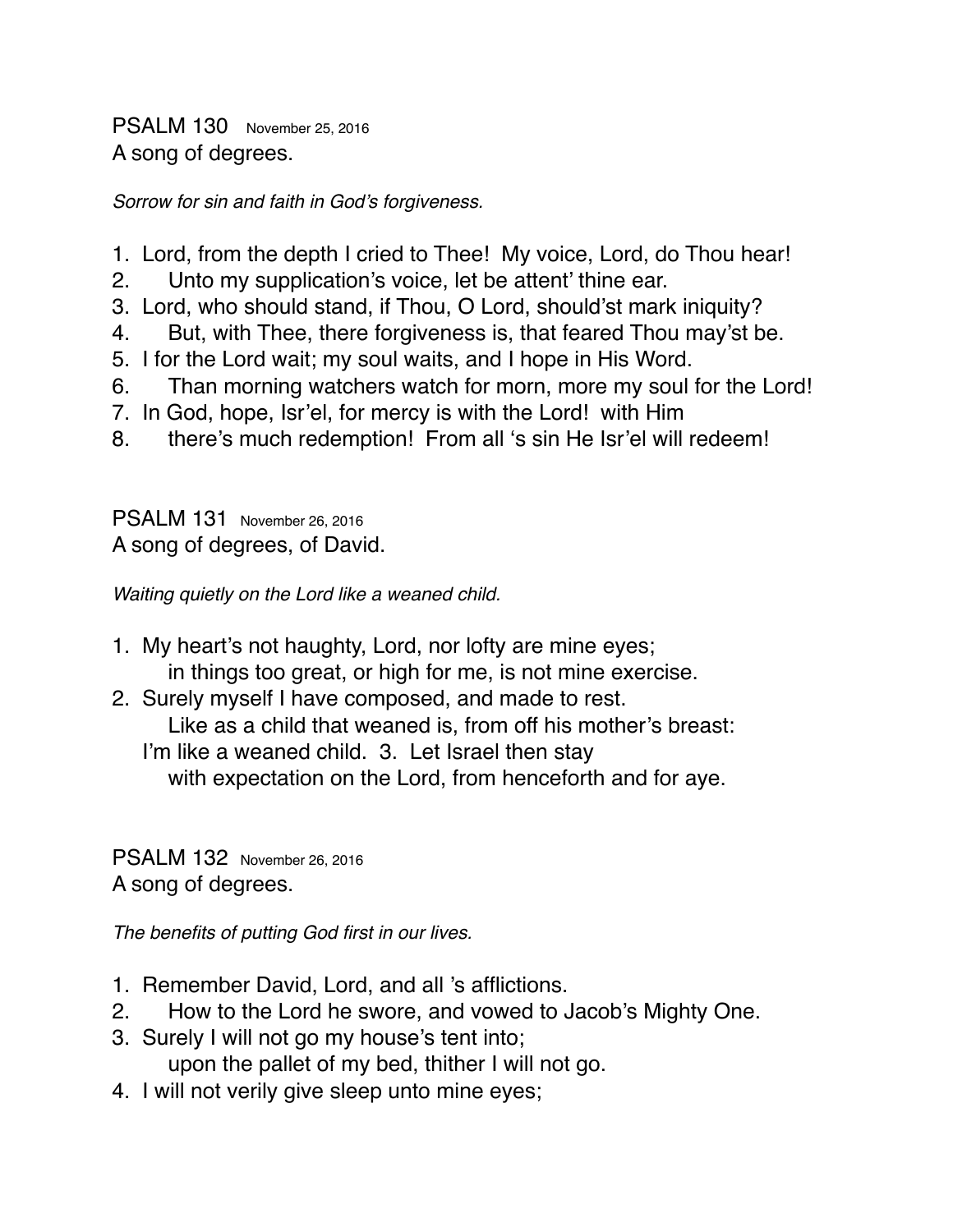## PSALM 130 November 25, 2016

A song of degrees.

*Sorrow for sin and faith in God's forgiveness.*

1. Lord, from the depth I cried to Thee! My voice, Lord, do Thou hear!
2.   Unto my supplication's voice, let be attent' thine ear.
3. Lord, who should stand, if Thou, O Lord, should'st mark iniquity?
4.   But, with Thee, there forgiveness is, that feared Thou may'st be.
5. I for the Lord wait; my soul waits, and I hope in His Word.
6.   Than morning watchers watch for morn, more my soul for the Lord!
7. In God, hope, Isr'el, for mercy is with the Lord! with Him
8.   there's much redemption! From all 's sin He Isr'el will redeem!

## PSALM 131 November 26, 2016

A song of degrees, of David.

*Waiting quietly on the Lord like a weaned child.*

1. My heart's not haughty, Lord, nor lofty are mine eyes;
   in things too great, or high for me, is not mine exercise.
2. Surely myself I have composed, and made to rest.
   Like as a child that weaned is, from off his mother's breast:
   I'm like a weaned child. 3. Let Israel then stay
   with expectation on the Lord, from henceforth and for aye.

## PSALM 132 November 26, 2016

A song of degrees.

*The benefits of putting God first in our lives.*

1. Remember David, Lord, and all 's afflictions.
2.   How to the Lord he swore, and vowed to Jacob's Mighty One.
3. Surely I will not go my house's tent into;
   upon the pallet of my bed, thither I will not go.
4. I will not verily give sleep unto mine eyes;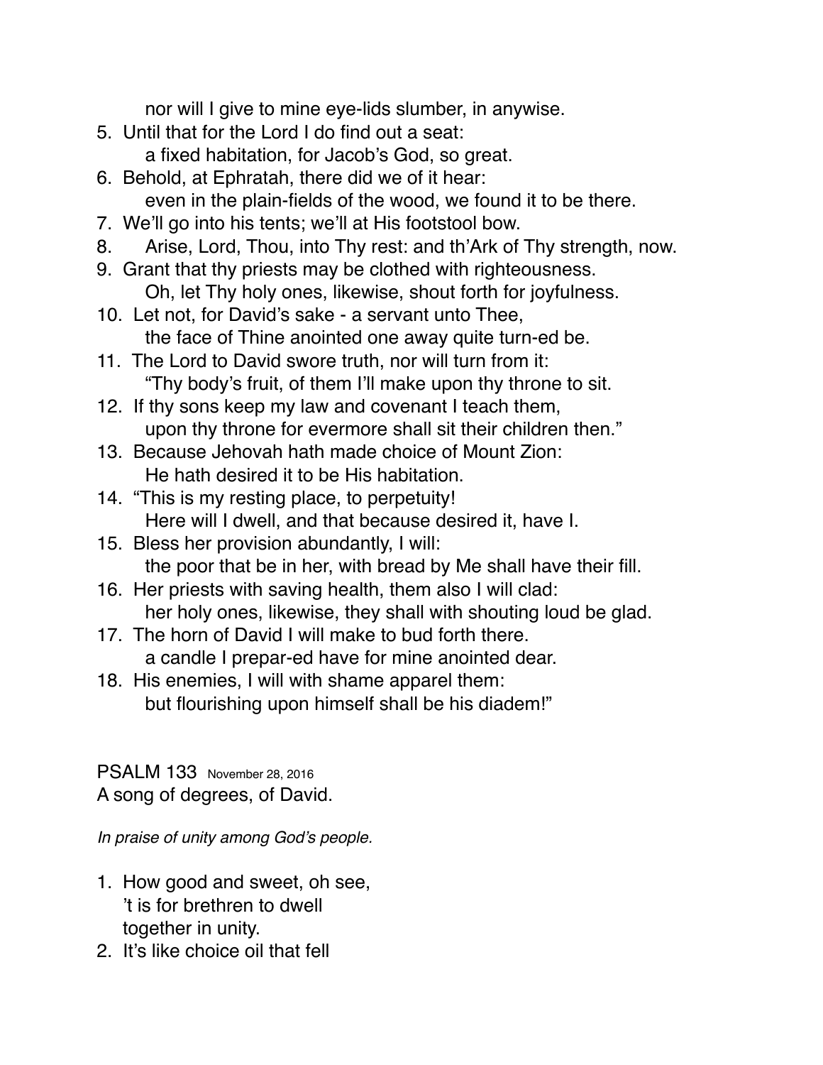nor will I give to mine eye-lids slumber, in anywise.

5. Until that for the Lord I do find out a seat:
   a fixed habitation, for Jacob's God, so great.
6. Behold, at Ephratah, there did we of it hear:
   even in the plain-fields of the wood, we found it to be there.
7. We'll go into his tents; we'll at His footstool bow.
8. Arise, Lord, Thou, into Thy rest: and th'Ark of Thy strength, now.
9. Grant that thy priests may be clothed with righteousness.
   Oh, let Thy holy ones, likewise, shout forth for joyfulness.
10. Let not, for David's sake - a servant unto Thee,
    the face of Thine anointed one away quite turn-ed be.
11. The Lord to David swore truth, nor will turn from it:
    "Thy body's fruit, of them I'll make upon thy throne to sit.
12. If thy sons keep my law and covenant I teach them,
    upon thy throne for evermore shall sit their children then."
13. Because Jehovah hath made choice of Mount Zion:
    He hath desired it to be His habitation.
14. "This is my resting place, to perpetuity!
    Here will I dwell, and that because desired it, have I.
15. Bless her provision abundantly, I will:
    the poor that be in her, with bread by Me shall have their fill.
16. Her priests with saving health, them also I will clad:
    her holy ones, likewise, they shall with shouting loud be glad.
17. The horn of David I will make to bud forth there.
    a candle I prepar-ed have for mine anointed dear.
18. His enemies, I will with shame apparel them:
    but flourishing upon himself shall be his diadem!"

## PSALM 133 November 28, 2016

A song of degrees, of David.

*In praise of unity among God's people.*

1. How good and sweet, oh see,
   't is for brethren to dwell
   together in unity.
2. It's like choice oil that fell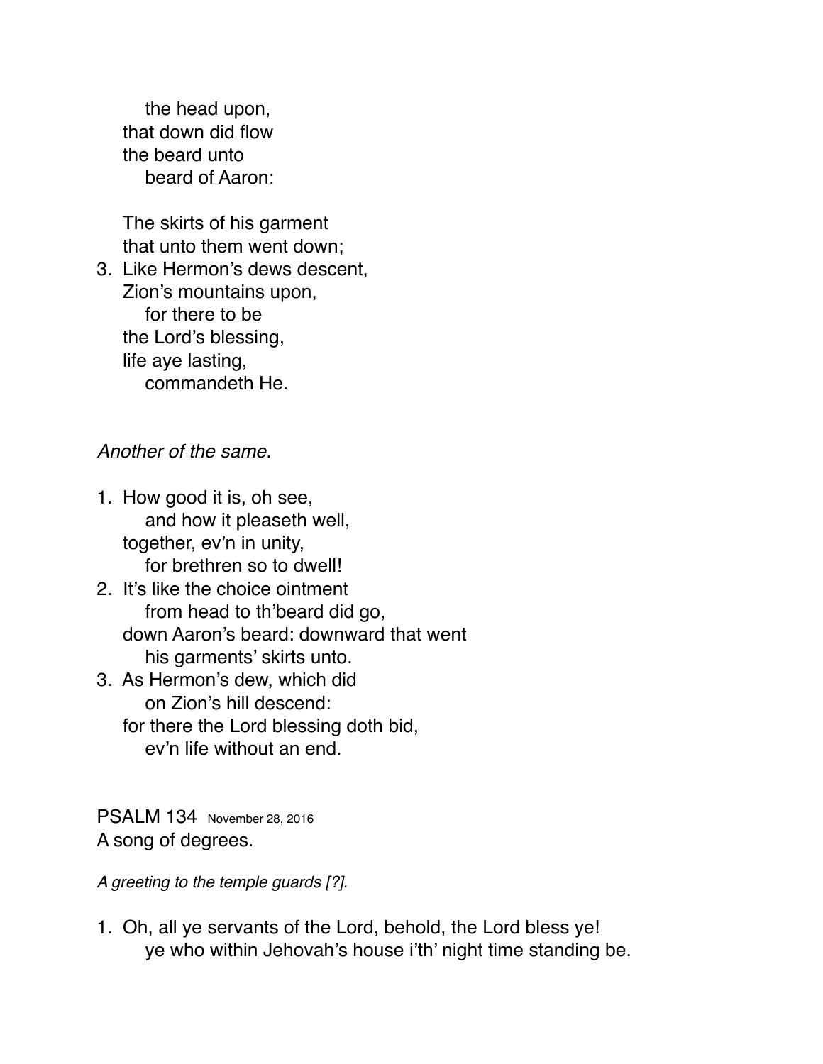the head upon,
that down did flow
the beard unto
beard of Aaron:

The skirts of his garment
that unto them went down;

3. Like Hermon's dews descent,
   Zion's mountains upon,
   for there to be
   the Lord's blessing,
   life aye lasting,
   commandeth He.

*Another of the same.*

1. How good it is, oh see,
   and how it pleaseth well,
   together, ev'n in unity,
   for brethren so to dwell!
2. It's like the choice ointment
   from head to th'beard did go,
   down Aaron's beard: downward that went
   his garments' skirts unto.
3. As Hermon's dew, which did
   on Zion's hill descend:
   for there the Lord blessing doth bid,
   ev'n life without an end.

PSALM 134 November 28, 2016
A song of degrees.

*A greeting to the temple guards [?].*

1. Oh, all ye servants of the Lord, behold, the Lord bless ye!
   ye who within Jehovah's house i'th' night time standing be.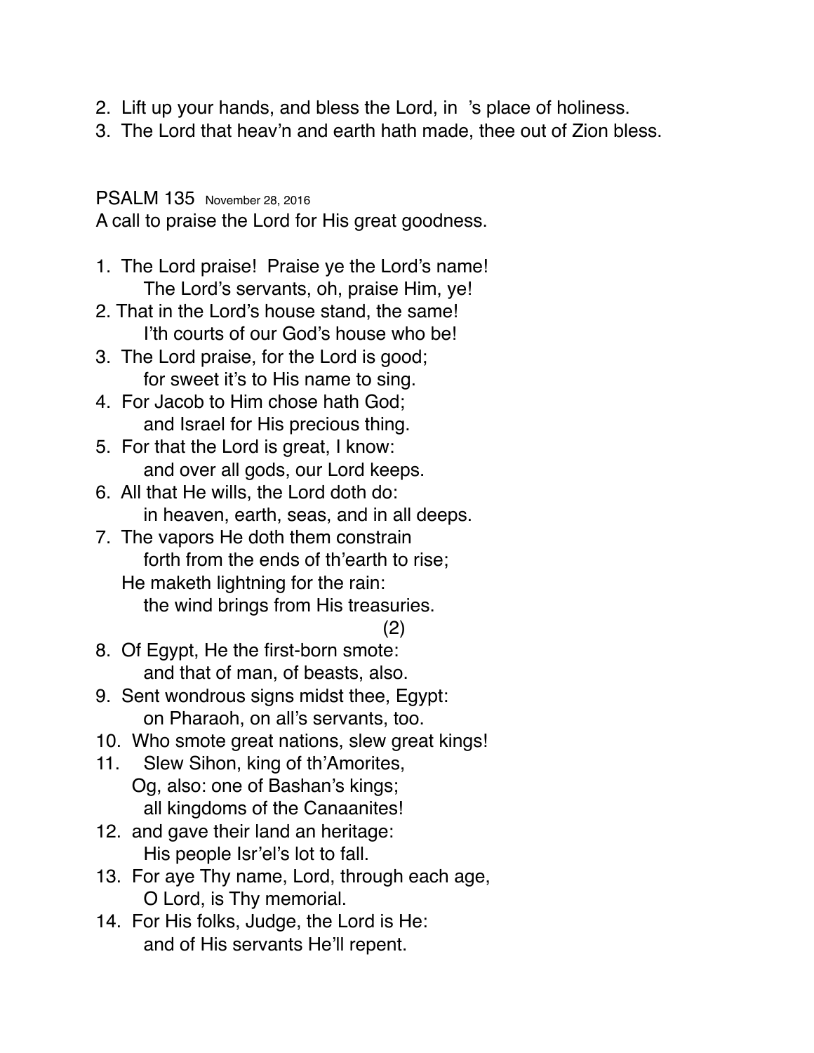2. Lift up your hands, and bless the Lord, in ’s place of holiness.
3. The Lord that heav’n and earth hath made, thee out of Zion bless.

PSALM 135 November 28, 2016
A call to praise the Lord for His great goodness.

1. The Lord praise! Praise ye the Lord’s name!
   The Lord’s servants, oh, praise Him, ye!
2. That in the Lord’s house stand, the same!
   I’th courts of our God’s house who be!
3. The Lord praise, for the Lord is good;
   for sweet it’s to His name to sing.
4. For Jacob to Him chose hath God;
   and Israel for His precious thing.
5. For that the Lord is great, I know:
   and over all gods, our Lord keeps.
6. All that He wills, the Lord doth do:
   in heaven, earth, seas, and in all deeps.
7. The vapors He doth them constrain
   forth from the ends of th’earth to rise;
   He maketh lightning for the rain:
   the wind brings from His treasuries.
   (2)
8. Of Egypt, He the first-born smote:
   and that of man, of beasts, also.
9. Sent wondrous signs midst thee, Egypt:
   on Pharaoh, on all’s servants, too.
10. Who smote great nations, slew great kings!
11. Slew Sihon, king of th’Amorites,
    Og, also: one of Bashan’s kings;
    all kingdoms of the Canaanites!
12. and gave their land an heritage:
    His people Isr’el’s lot to fall.
13. For aye Thy name, Lord, through each age,
    O Lord, is Thy memorial.
14. For His folks, Judge, the Lord is He:
    and of His servants He’ll repent.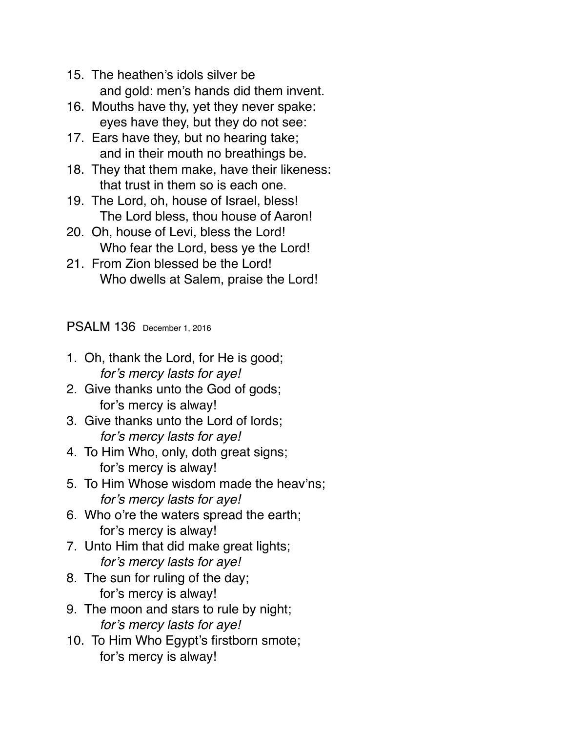15. The heathen's idols silver be
    and gold: men's hands did them invent.
16. Mouths have thy, yet they never spake:
    eyes have they, but they do not see:
17. Ears have they, but no hearing take;
    and in their mouth no breathings be.
18. They that them make, have their likeness:
    that trust in them so is each one.
19. The Lord, oh, house of Israel, bless!
    The Lord bless, thou house of Aaron!
20. Oh, house of Levi, bless the Lord!
    Who fear the Lord, bess ye the Lord!
21. From Zion blessed be the Lord!
    Who dwells at Salem, praise the Lord!

## PSALM 136 <small>December 1, 2016</small>

1. Oh, thank the Lord, for He is good;
   *for's mercy lasts for aye!*
2. Give thanks unto the God of gods;
   for's mercy is alway!
3. Give thanks unto the Lord of lords;
   *for's mercy lasts for aye!*
4. To Him Who, only, doth great signs;
   for's mercy is alway!
5. To Him Whose wisdom made the heav'ns;
   *for's mercy lasts for aye!*
6. Who o're the waters spread the earth;
   for's mercy is alway!
7. Unto Him that did make great lights;
   *for's mercy lasts for aye!*
8. The sun for ruling of the day;
   for's mercy is alway!
9. The moon and stars to rule by night;
   *for's mercy lasts for aye!*
10. To Him Who Egypt's firstborn smote;
    for's mercy is alway!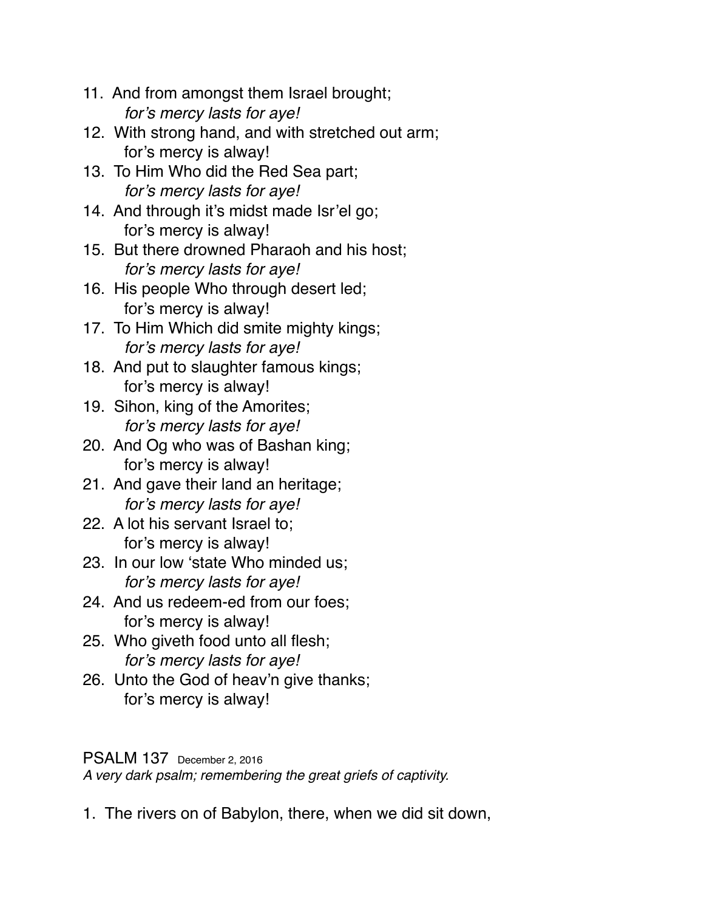11. And from amongst them Israel brought;
    *for's mercy lasts for aye!*
12. With strong hand, and with stretched out arm;
    for's mercy is alway!
13. To Him Who did the Red Sea part;
    *for's mercy lasts for aye!*
14. And through it's midst made Isr'el go;
    for's mercy is alway!
15. But there drowned Pharaoh and his host;
    *for's mercy lasts for aye!*
16. His people Who through desert led;
    for's mercy is alway!
17. To Him Which did smite mighty kings;
    *for's mercy lasts for aye!*
18. And put to slaughter famous kings;
    for's mercy is alway!
19. Sihon, king of the Amorites;
    *for's mercy lasts for aye!*
20. And Og who was of Bashan king;
    for's mercy is alway!
21. And gave their land an heritage;
    *for's mercy lasts for aye!*
22. A lot his servant Israel to;
    for's mercy is alway!
23. In our low 'state Who minded us;
    *for's mercy lasts for aye!*
24. And us redeem-ed from our foes;
    for's mercy is alway!
25. Who giveth food unto all flesh;
    *for's mercy lasts for aye!*
26. Unto the God of heav'n give thanks;
    for's mercy is alway!

## PSALM 137 December 2, 2016

*A very dark psalm; remembering the great griefs of captivity.*

1. The rivers on of Babylon, there, when we did sit down,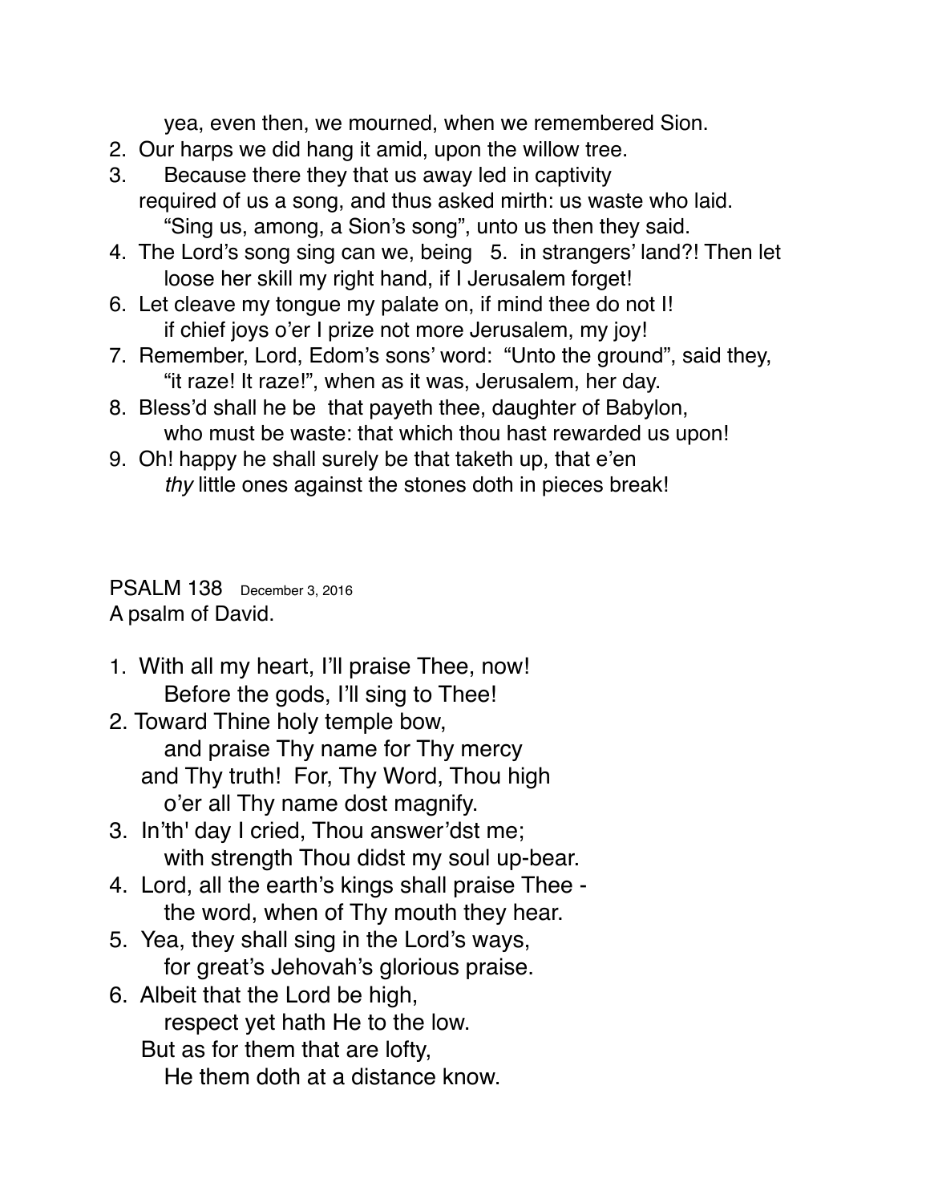yea, even then, we mourned, when we remembered Sion.

2. Our harps we did hang it amid, upon the willow tree.
3. Because there they that us away led in captivity
   required of us a song, and thus asked mirth: us waste who laid.
   "Sing us, among, a Sion's song", unto us then they said.
4. The Lord's song sing can we, being 5. in strangers' land?! Then let
   loose her skill my right hand, if I Jerusalem forget!
6. Let cleave my tongue my palate on, if mind thee do not I!
   if chief joys o'er I prize not more Jerusalem, my joy!
7. Remember, Lord, Edom's sons' word: "Unto the ground", said they,
   "it raze! It raze!", when as it was, Jerusalem, her day.
8. Bless'd shall he be that payeth thee, daughter of Babylon,
   who must be waste: that which thou hast rewarded us upon!
9. Oh! happy he shall surely be that taketh up, that e'en
   *thy* little ones against the stones doth in pieces break!

PSALM 138 December 3, 2016

A psalm of David.

1. With all my heart, I'll praise Thee, now!
   Before the gods, I'll sing to Thee!
2. Toward Thine holy temple bow,
   and praise Thy name for Thy mercy
   and Thy truth! For, Thy Word, Thou high
   o'er all Thy name dost magnify.
3. In'th' day I cried, Thou answer'dst me;
   with strength Thou didst my soul up-bear.
4. Lord, all the earth's kings shall praise Thee -
   the word, when of Thy mouth they hear.
5. Yea, they shall sing in the Lord's ways,
   for great's Jehovah's glorious praise.
6. Albeit that the Lord be high,
   respect yet hath He to the low.
   But as for them that are lofty,
   He them doth at a distance know.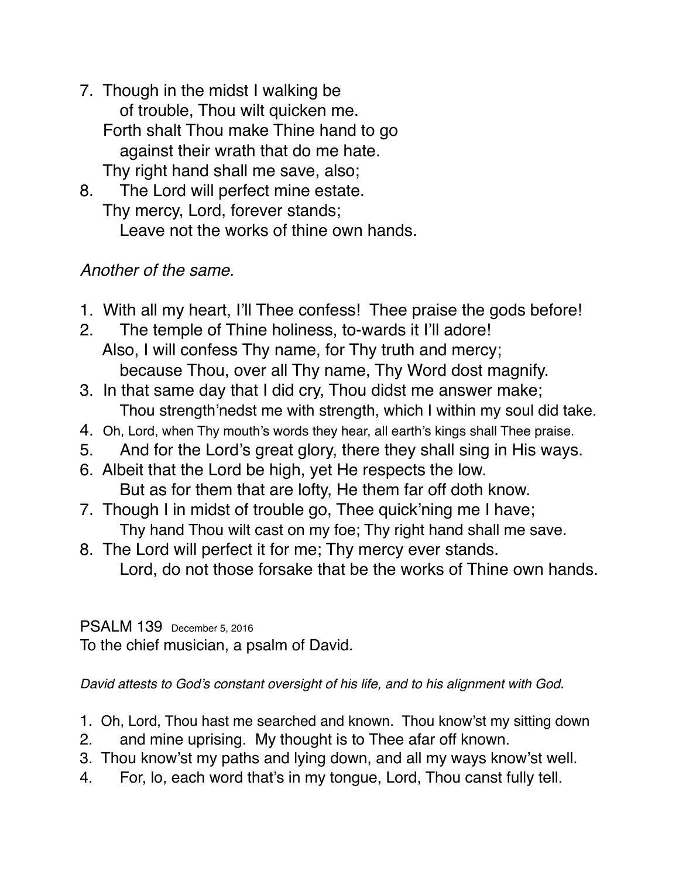7. Though in the midst I walking be
   of trouble, Thou wilt quicken me.
   Forth shalt Thou make Thine hand to go
   against their wrath that do me hate.
   Thy right hand shall me save, also;
8. The Lord will perfect mine estate.
   Thy mercy, Lord, forever stands;
   Leave not the works of thine own hands.

*Another of the same.*

1. With all my heart, I'll Thee confess! Thee praise the gods before!
2. The temple of Thine holiness, to-wards it I'll adore!
   Also, I will confess Thy name, for Thy truth and mercy;
   because Thou, over all Thy name, Thy Word dost magnify.
3. In that same day that I did cry, Thou didst me answer make;
   Thou strength'nedst me with strength, which I within my soul did take.
4. Oh, Lord, when Thy mouth's words they hear, all earth's kings shall Thee praise.
5. And for the Lord's great glory, there they shall sing in His ways.
6. Albeit that the Lord be high, yet He respects the low.
   But as for them that are lofty, He them far off doth know.
7. Though I in midst of trouble go, Thee quick'ning me I have;
   Thy hand Thou wilt cast on my foe; Thy right hand shall me save.
8. The Lord will perfect it for me; Thy mercy ever stands.
   Lord, do not those forsake that be the works of Thine own hands.

## PSALM 139 December 5, 2016

To the chief musician, a psalm of David.

*David attests to God's constant oversight of his life, and to his alignment with God*.

1. Oh, Lord, Thou hast me searched and known. Thou know'st my sitting down
2. and mine uprising. My thought is to Thee afar off known.
3. Thou know'st my paths and lying down, and all my ways know'st well.
4. For, lo, each word that's in my tongue, Lord, Thou canst fully tell.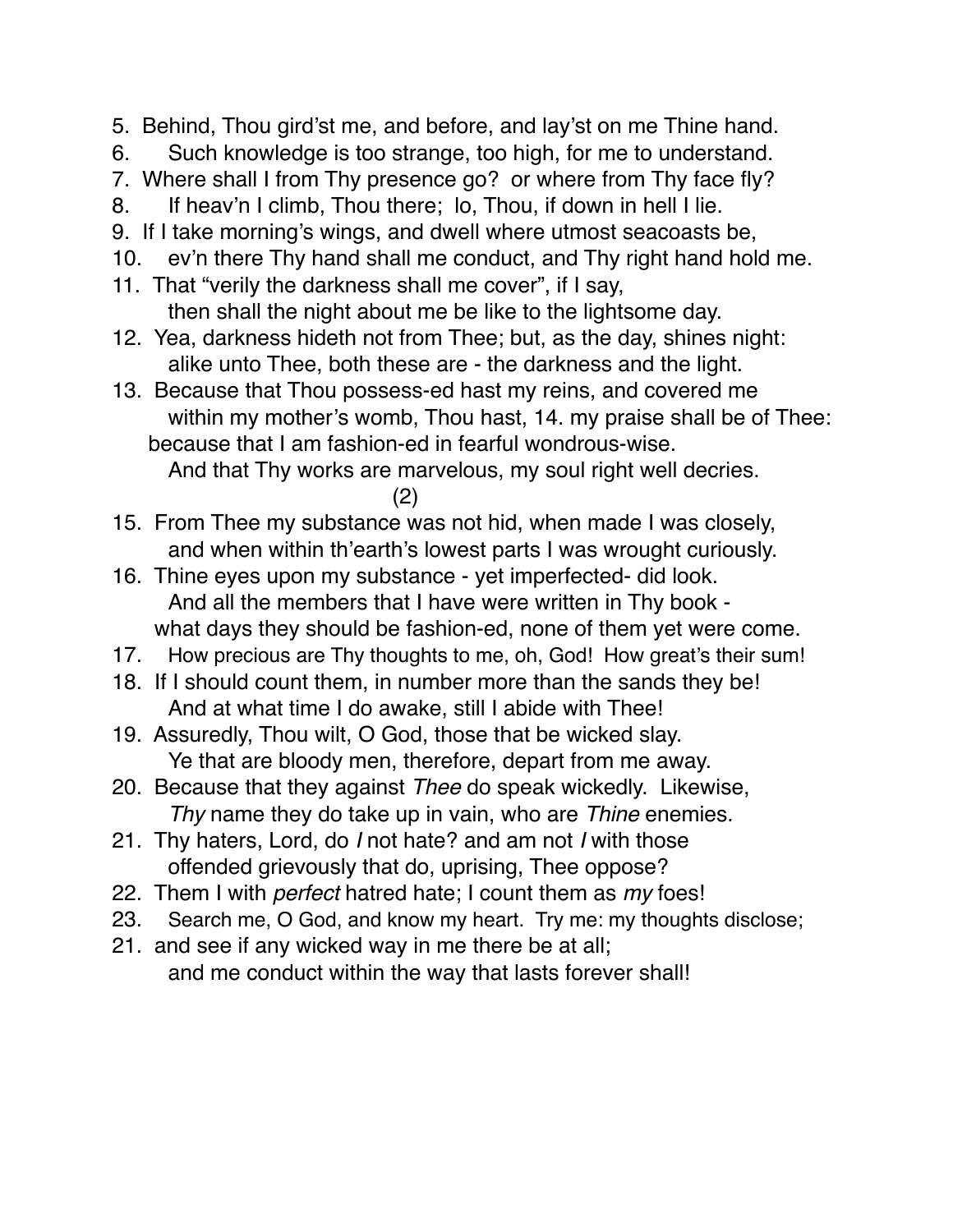5. Behind, Thou gird'st me, and before, and lay'st on me Thine hand.
6. Such knowledge is too strange, too high, for me to understand.
7. Where shall I from Thy presence go? or where from Thy face fly?
8. If heav'n I climb, Thou there; lo, Thou, if down in hell I lie.
9. If I take morning's wings, and dwell where utmost seacoasts be,
10. ev'n there Thy hand shall me conduct, and Thy right hand hold me.
11. That "verily the darkness shall me cover", if I say,
    then shall the night about me be like to the lightsome day.
12. Yea, darkness hideth not from Thee; but, as the day, shines night:
    alike unto Thee, both these are - the darkness and the light.
13. Because that Thou possess-ed hast my reins, and covered me
    within my mother's womb, Thou hast, 14. my praise shall be of Thee:
    because that I am fashion-ed in fearful wondrous-wise.
    And that Thy works are marvelous, my soul right well decries.

(2)

15. From Thee my substance was not hid, when made I was closely,
    and when within th'earth's lowest parts I was wrought curiously.
16. Thine eyes upon my substance - yet imperfected- did look.
    And all the members that I have were written in Thy book -
    what days they should be fashion-ed, none of them yet were come.
17. How precious are Thy thoughts to me, oh, God! How great's their sum!
18. If I should count them, in number more than the sands they be!
    And at what time I do awake, still I abide with Thee!
19. Assuredly, Thou wilt, O God, those that be wicked slay.
    Ye that are bloody men, therefore, depart from me away.
20. Because that they against *Thee* do speak wickedly. Likewise,
    *Thy* name they do take up in vain, who are *Thine* enemies.
21. Thy haters, Lord, do *I* not hate? and am not *I* with those
    offended grievously that do, uprising, Thee oppose?
22. Them I with *perfect* hatred hate; I count them as *my* foes!
23. Search me, O God, and know my heart. Try me: my thoughts disclose;
21. and see if any wicked way in me there be at all;
    and me conduct within the way that lasts forever shall!